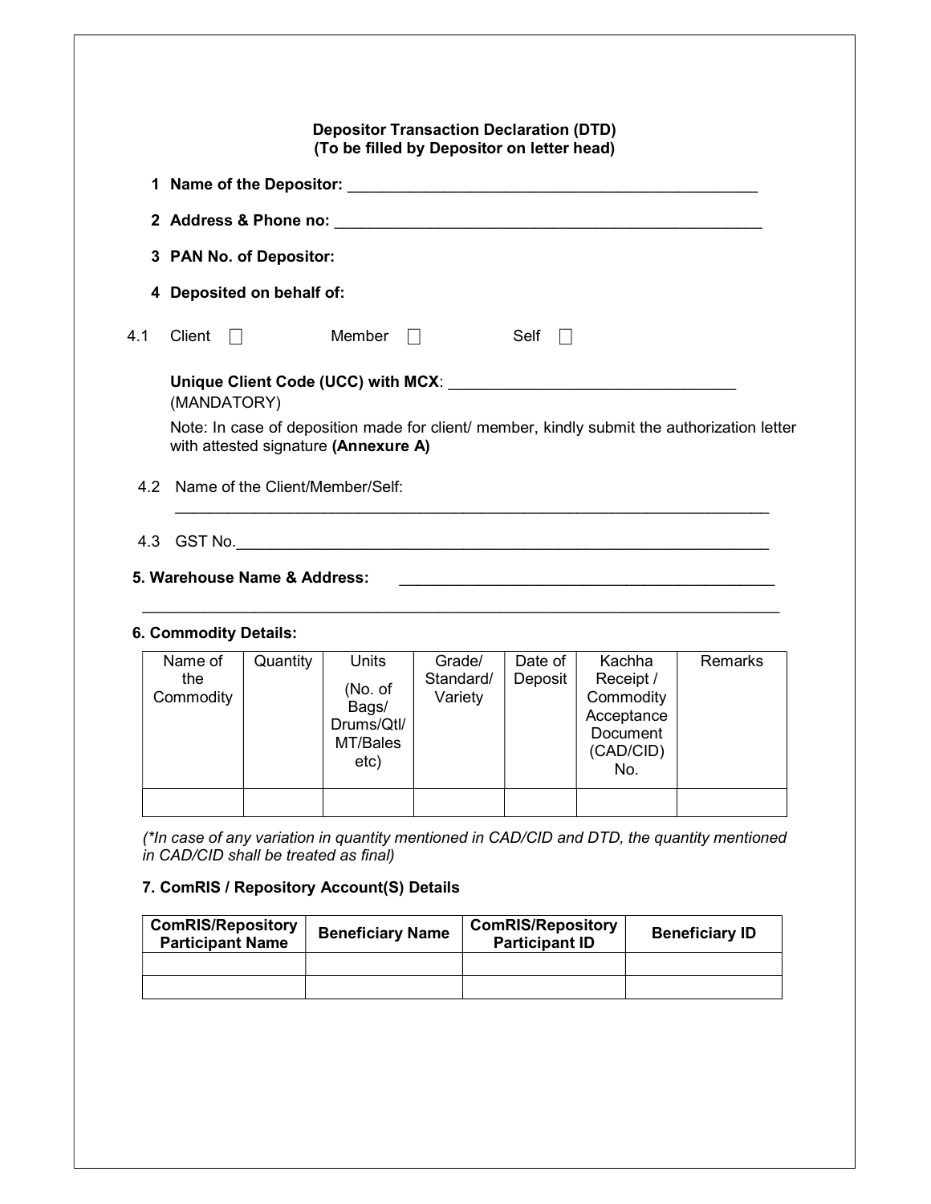**Depositor Transaction Declaration (DTD)**
**(To be filled by Depositor on letter head)**

1 **Name of the Depositor:** ______________________________________________

2 **Address & Phone no:** ________________________________________________

3 **PAN No. of Depositor:**

4 **Deposited on behalf of:**

4.1 Client ☐ Member ☐ Self ☐

**Unique Client Code (UCC) with MCX**: _________________________________
(MANDATORY)

Note: In case of deposition made for client/ member, kindly submit the authorization letter with attested signature **(Annexure A)**

4.2 Name of the Client/Member/Self:
_______________________________________________________________________

4.3 GST No.______________________________________________________________

**5. Warehouse Name & Address:** ___________________________________________
_______________________________________________________________________

**6. Commodity Details:**

| Name of the Commodity | Quantity | Units (No. of Bags/ Drums/Qtl/ MT/Bales etc) | Grade/ Standard/ Variety | Date of Deposit | Kachha Receipt / Commodity Acceptance Document (CAD/CID) No. | Remarks |
|---|---|---|---|---|---|---|
| | | | | | | |

*(\*In case of any variation in quantity mentioned in CAD/CID and DTD, the quantity mentioned in CAD/CID shall be treated as final)*

**7. ComRIS / Repository Account(S) Details**

| ComRIS/Repository Participant Name | Beneficiary Name | ComRIS/Repository Participant ID | Beneficiary ID |
|---|---|---|---|
| | | | |
| | | | |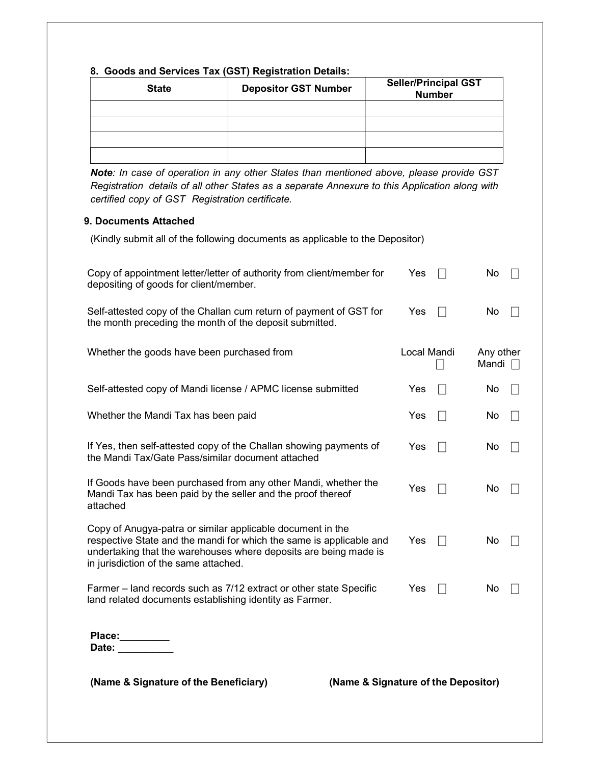**8. Goods and Services Tax (GST) Registration Details:**

| State | Depositor GST Number | Seller/Principal GST Number |
|---|---|---|
| | | |
| | | |
| | | |
| | | |

***Note**: In case of operation in any other States than mentioned above, please provide GST Registration details of all other States as a separate Annexure to this Application along with certified copy of GST Registration certificate.*

**9. Documents Attached**

(Kindly submit all of the following documents as applicable to the Depositor)

| | | |
|---|---|---|
| Copy of appointment letter/letter of authority from client/member for depositing of goods for client/member. | Yes ☐ | No ☐ |
| Self-attested copy of the Challan cum return of payment of GST for the month preceding the month of the deposit submitted. | Yes ☐ | No ☐ |
| Whether the goods have been purchased from | Local Mandi ☐ | Any other Mandi ☐ |
| Self-attested copy of Mandi license / APMC license submitted | Yes ☐ | No ☐ |
| Whether the Mandi Tax has been paid | Yes ☐ | No ☐ |
| If Yes, then self-attested copy of the Challan showing payments of the Mandi Tax/Gate Pass/similar document attached | Yes ☐ | No ☐ |
| If Goods have been purchased from any other Mandi, whether the Mandi Tax has been paid by the seller and the proof thereof attached | Yes ☐ | No ☐ |
| Copy of Anugya-patra or similar applicable document in the respective State and the mandi for which the same is applicable and undertaking that the warehouses where deposits are being made is in jurisdiction of the same attached. | Yes ☐ | No ☐ |
| Farmer – land records such as 7/12 extract or other state Specific land related documents establishing identity as Farmer. | Yes ☐ | No ☐ |

**Place:_________**
**Date: __________**

**(Name & Signature of the Beneficiary)** **(Name & Signature of the Depositor)**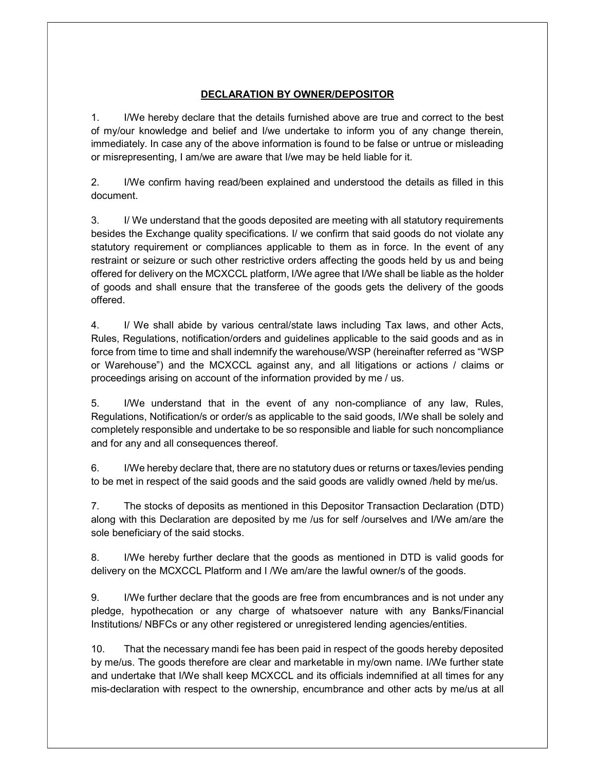# DECLARATION BY OWNER/DEPOSITOR

1. I/We hereby declare that the details furnished above are true and correct to the best of my/our knowledge and belief and I/we undertake to inform you of any change therein, immediately. In case any of the above information is found to be false or untrue or misleading or misrepresenting, I am/we are aware that I/we may be held liable for it.

2. I/We confirm having read/been explained and understood the details as filled in this document.

3. I/ We understand that the goods deposited are meeting with all statutory requirements besides the Exchange quality specifications. I/ we confirm that said goods do not violate any statutory requirement or compliances applicable to them as in force. In the event of any restraint or seizure or such other restrictive orders affecting the goods held by us and being offered for delivery on the MCXCCL platform, I/We agree that I/We shall be liable as the holder of goods and shall ensure that the transferee of the goods gets the delivery of the goods offered.

4. I/ We shall abide by various central/state laws including Tax laws, and other Acts, Rules, Regulations, notification/orders and guidelines applicable to the said goods and as in force from time to time and shall indemnify the warehouse/WSP (hereinafter referred as "WSP or Warehouse") and the MCXCCL against any, and all litigations or actions / claims or proceedings arising on account of the information provided by me / us.

5. I/We understand that in the event of any non-compliance of any law, Rules, Regulations, Notification/s or order/s as applicable to the said goods, I/We shall be solely and completely responsible and undertake to be so responsible and liable for such noncompliance and for any and all consequences thereof.

6. I/We hereby declare that, there are no statutory dues or returns or taxes/levies pending to be met in respect of the said goods and the said goods are validly owned /held by me/us.

7. The stocks of deposits as mentioned in this Depositor Transaction Declaration (DTD) along with this Declaration are deposited by me /us for self /ourselves and I/We am/are the sole beneficiary of the said stocks.

8. I/We hereby further declare that the goods as mentioned in DTD is valid goods for delivery on the MCXCCL Platform and I /We am/are the lawful owner/s of the goods.

9. I/We further declare that the goods are free from encumbrances and is not under any pledge, hypothecation or any charge of whatsoever nature with any Banks/Financial Institutions/ NBFCs or any other registered or unregistered lending agencies/entities.

10. That the necessary mandi fee has been paid in respect of the goods hereby deposited by me/us. The goods therefore are clear and marketable in my/own name. I/We further state and undertake that I/We shall keep MCXCCL and its officials indemnified at all times for any mis-declaration with respect to the ownership, encumbrance and other acts by me/us at all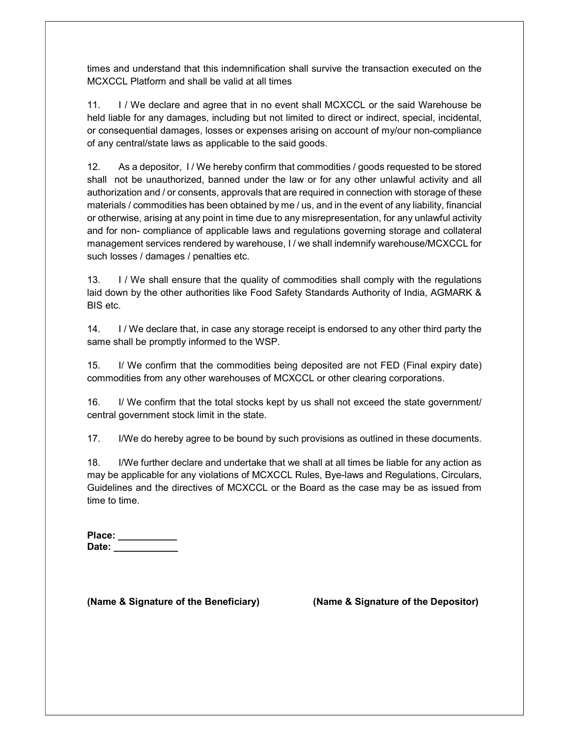times and understand that this indemnification shall survive the transaction executed on the MCXCCL Platform and shall be valid at all times

11. I / We declare and agree that in no event shall MCXCCL or the said Warehouse be held liable for any damages, including but not limited to direct or indirect, special, incidental, or consequential damages, losses or expenses arising on account of my/our non-compliance of any central/state laws as applicable to the said goods.

12. As a depositor, I / We hereby confirm that commodities / goods requested to be stored shall not be unauthorized, banned under the law or for any other unlawful activity and all authorization and / or consents, approvals that are required in connection with storage of these materials / commodities has been obtained by me / us, and in the event of any liability, financial or otherwise, arising at any point in time due to any misrepresentation, for any unlawful activity and for non- compliance of applicable laws and regulations governing storage and collateral management services rendered by warehouse, I / we shall indemnify warehouse/MCXCCL for such losses / damages / penalties etc.

13. I / We shall ensure that the quality of commodities shall comply with the regulations laid down by the other authorities like Food Safety Standards Authority of India, AGMARK & BIS etc.

14. I / We declare that, in case any storage receipt is endorsed to any other third party the same shall be promptly informed to the WSP.

15. I/ We confirm that the commodities being deposited are not FED (Final expiry date) commodities from any other warehouses of MCXCCL or other clearing corporations.

16. I/ We confirm that the total stocks kept by us shall not exceed the state government/ central government stock limit in the state.

17. I/We do hereby agree to be bound by such provisions as outlined in these documents.

18. I/We further declare and undertake that we shall at all times be liable for any action as may be applicable for any violations of MCXCCL Rules, Bye-laws and Regulations, Circulars, Guidelines and the directives of MCXCCL or the Board as the case may be as issued from time to time.

**Place: ___________**
**Date: ____________**

**(Name & Signature of the Beneficiary)** **(Name & Signature of the Depositor)**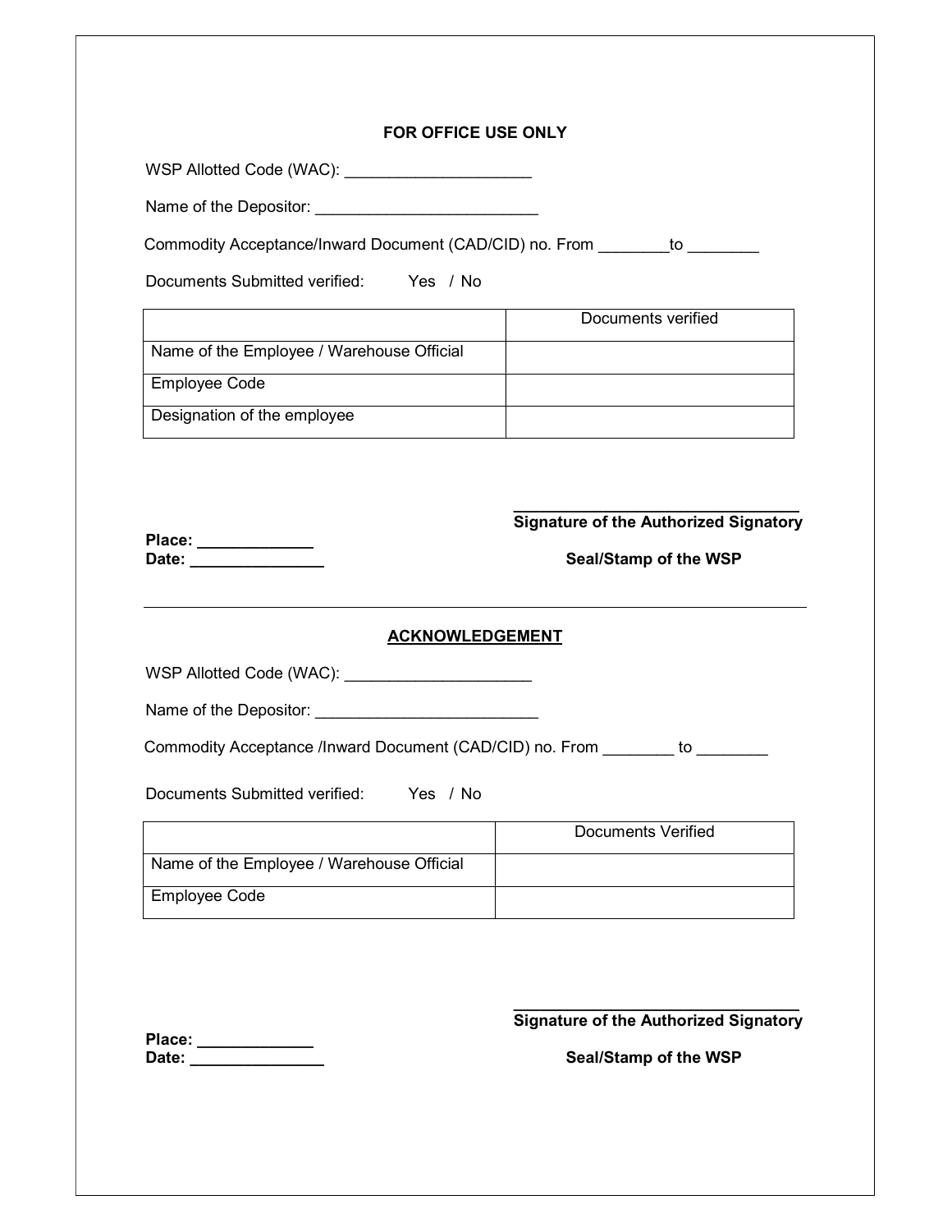### FOR OFFICE USE ONLY

WSP Allotted Code (WAC): ____________________

Name of the Depositor: ________________________

Commodity Acceptance/Inward Document (CAD/CID) no. From ________to ________

Documents Submitted verified: Yes / No

| | Documents verified |
|---|---|
| Name of the Employee / Warehouse Official | |
| Employee Code | |
| Designation of the employee | |

**Place:** _____________

**Date:** _______________

_______________________________

**Signature of the Authorized Signatory**

**Seal/Stamp of the WSP**

---

### ACKNOWLEDGEMENT

WSP Allotted Code (WAC): ____________________

Name of the Depositor: ________________________

Commodity Acceptance /Inward Document (CAD/CID) no. From ________ to ________

Documents Submitted verified: Yes / No

| | Documents Verified |
|---|---|
| Name of the Employee / Warehouse Official | |
| Employee Code | |

**Place:** _____________

**Date:** _______________

_______________________________

**Signature of the Authorized Signatory**

**Seal/Stamp of the WSP**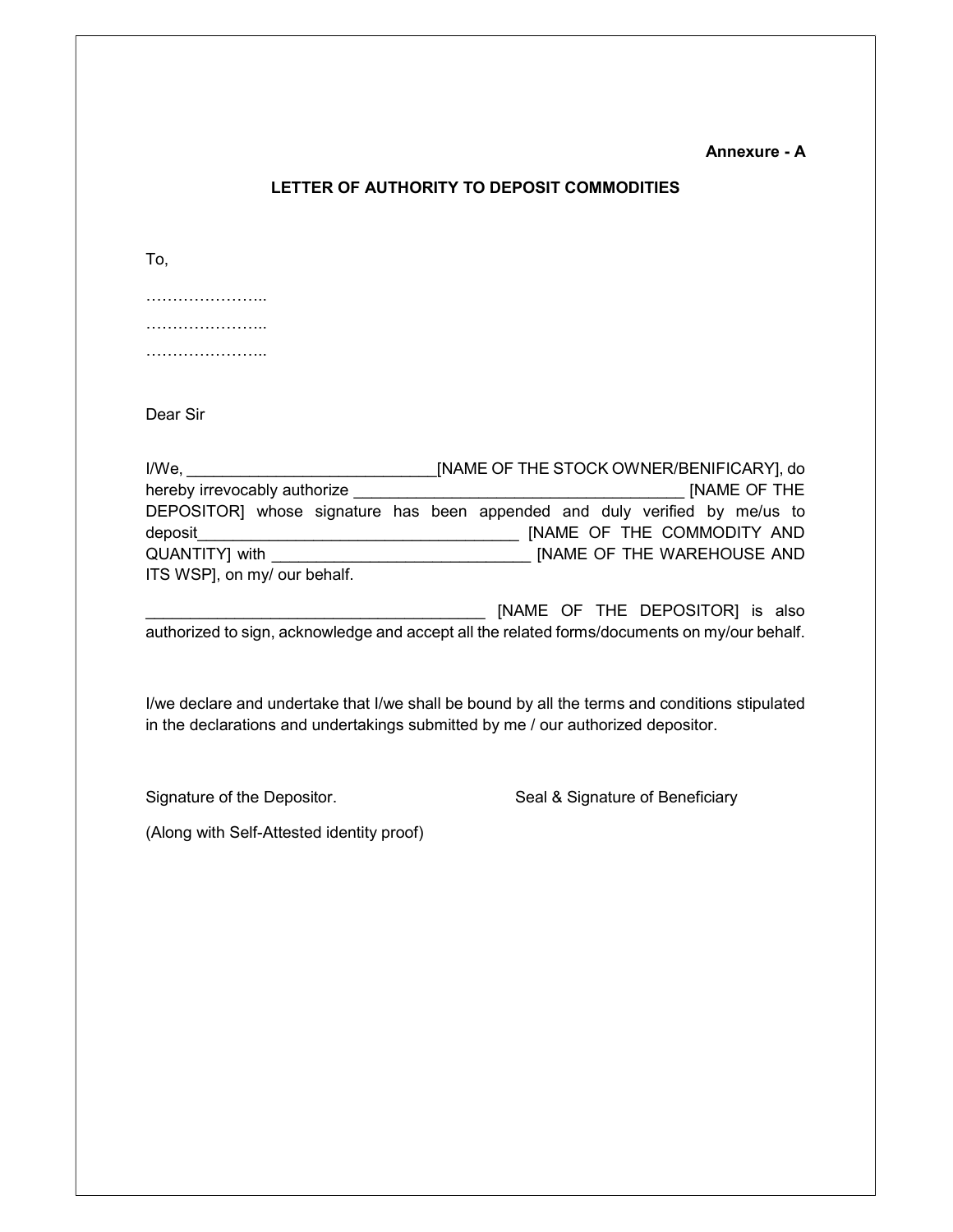**Annexure - A**

**LETTER OF AUTHORITY TO DEPOSIT COMMODITIES**

To,

…………………..
…………………..
…………………..

Dear Sir

I/We, ____________________________[NAME OF THE STOCK OWNER/BENIFICARY], do hereby irrevocably authorize ______________________________________ [NAME OF THE DEPOSITOR] whose signature has been appended and duly verified by me/us to deposit___________________________________ [NAME OF THE COMMODITY AND QUANTITY] with _____________________________ [NAME OF THE WAREHOUSE AND ITS WSP], on my/ our behalf.

______________________________________ [NAME OF THE DEPOSITOR] is also authorized to sign, acknowledge and accept all the related forms/documents on my/our behalf.

I/we declare and undertake that I/we shall be bound by all the terms and conditions stipulated in the declarations and undertakings submitted by me / our authorized depositor.

Signature of the Depositor.

(Along with Self-Attested identity proof)

Seal & Signature of Beneficiary